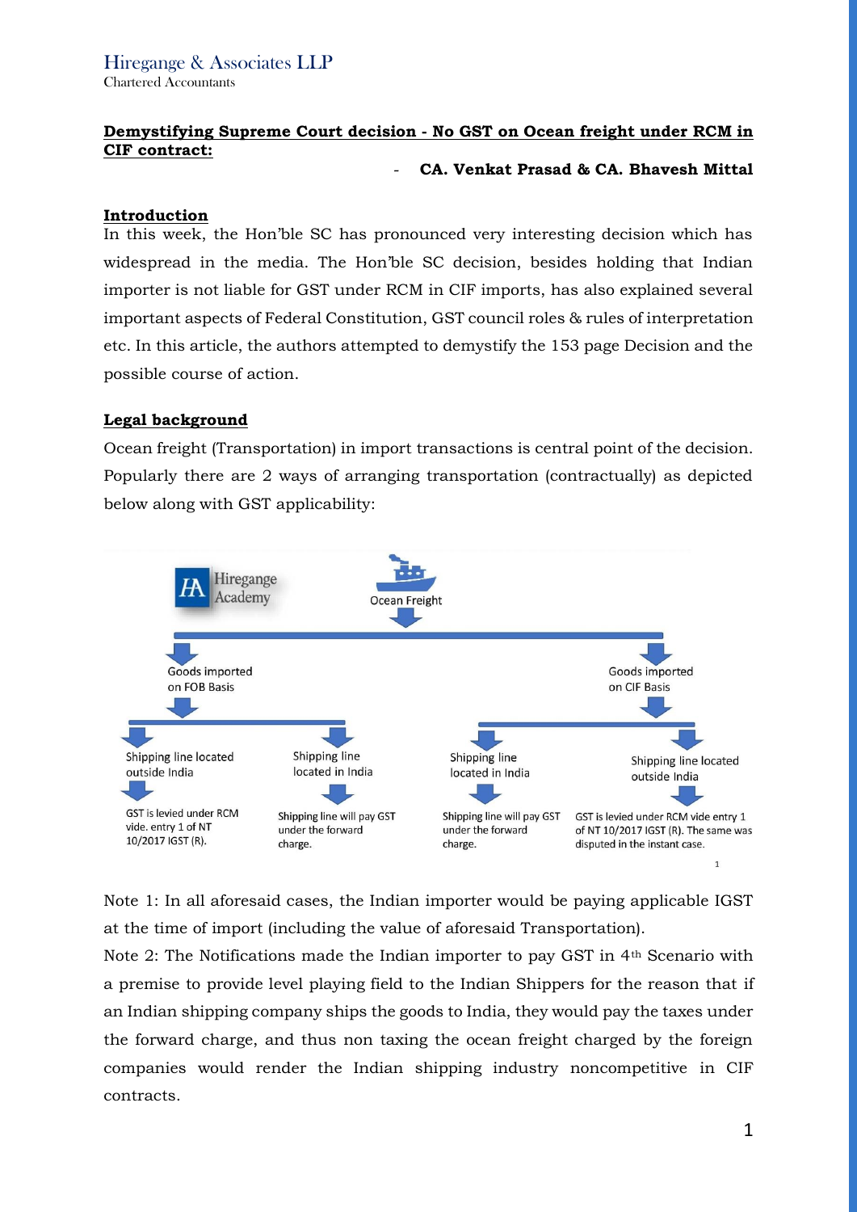Hiregange & Associates LLP
Chartered Accountants

## Demystifying Supreme Court decision - No GST on Ocean freight under RCM in CIF contract:

- **CA. Venkat Prasad & CA. Bhavesh Mittal**

### Introduction

In this week, the Hon'ble SC has pronounced very interesting decision which has widespread in the media. The Hon'ble SC decision, besides holding that Indian importer is not liable for GST under RCM in CIF imports, has also explained several important aspects of Federal Constitution, GST council roles & rules of interpretation etc. In this article, the authors attempted to demystify the 153 page Decision and the possible course of action.

### Legal background

Ocean freight (Transportation) in import transactions is central point of the decision. Popularly there are 2 ways of arranging transportation (contractually) as depicted below along with GST applicability:

Hiregange Academy

Ocean Freight

- Goods imported on FOB Basis
  - Shipping line located outside India → GST is levied under RCM vide. entry 1 of NT 10/2017 IGST (R).
  - Shipping line located in India → Shipping line will pay GST under the forward charge.
- Goods imported on CIF Basis
  - Shipping line located in India → Shipping line will pay GST under the forward charge.
  - Shipping line located outside India → GST is levied under RCM vide entry 1 of NT 10/2017 IGST (R). The same was disputed in the instant case.

Note 1: In all aforesaid cases, the Indian importer would be paying applicable IGST at the time of import (including the value of aforesaid Transportation).

Note 2: The Notifications made the Indian importer to pay GST in 4th Scenario with a premise to provide level playing field to the Indian Shippers for the reason that if an Indian shipping company ships the goods to India, they would pay the taxes under the forward charge, and thus non taxing the ocean freight charged by the foreign companies would render the Indian shipping industry noncompetitive in CIF contracts.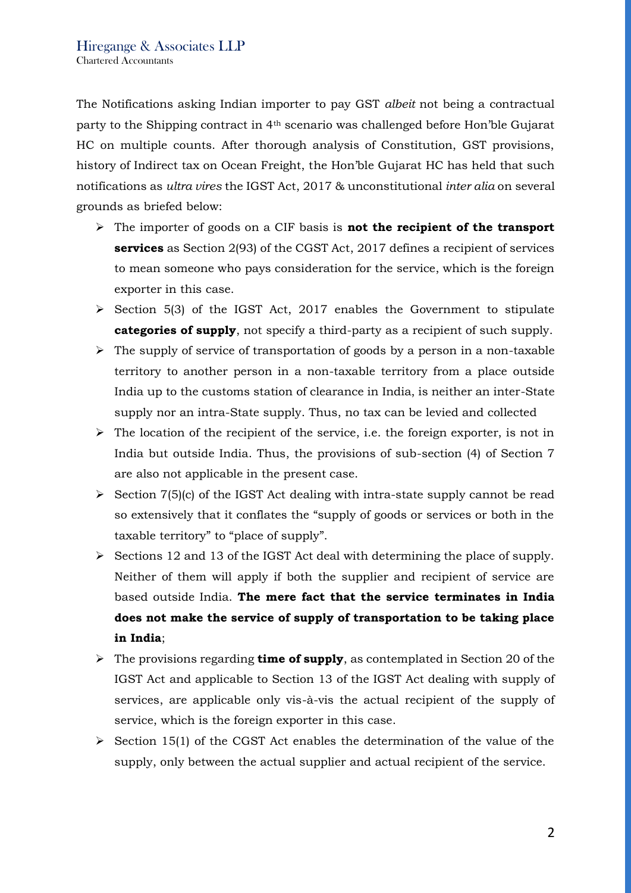The Notifications asking Indian importer to pay GST *albeit* not being a contractual party to the Shipping contract in 4th scenario was challenged before Hon'ble Gujarat HC on multiple counts. After thorough analysis of Constitution, GST provisions, history of Indirect tax on Ocean Freight, the Hon'ble Gujarat HC has held that such notifications as *ultra vires* the IGST Act, 2017 & unconstitutional *inter alia* on several grounds as briefed below:

- The importer of goods on a CIF basis is **not the recipient of the transport services** as Section 2(93) of the CGST Act, 2017 defines a recipient of services to mean someone who pays consideration for the service, which is the foreign exporter in this case.
- Section 5(3) of the IGST Act, 2017 enables the Government to stipulate **categories of supply**, not specify a third-party as a recipient of such supply.
- The supply of service of transportation of goods by a person in a non-taxable territory to another person in a non-taxable territory from a place outside India up to the customs station of clearance in India, is neither an inter-State supply nor an intra-State supply. Thus, no tax can be levied and collected
- The location of the recipient of the service, i.e. the foreign exporter, is not in India but outside India. Thus, the provisions of sub-section (4) of Section 7 are also not applicable in the present case.
- Section 7(5)(c) of the IGST Act dealing with intra-state supply cannot be read so extensively that it conflates the "supply of goods or services or both in the taxable territory" to "place of supply".
- Sections 12 and 13 of the IGST Act deal with determining the place of supply. Neither of them will apply if both the supplier and recipient of service are based outside India. **The mere fact that the service terminates in India does not make the service of supply of transportation to be taking place in India**;
- The provisions regarding **time of supply**, as contemplated in Section 20 of the IGST Act and applicable to Section 13 of the IGST Act dealing with supply of services, are applicable only vis-à-vis the actual recipient of the supply of service, which is the foreign exporter in this case.
- Section 15(1) of the CGST Act enables the determination of the value of the supply, only between the actual supplier and actual recipient of the service.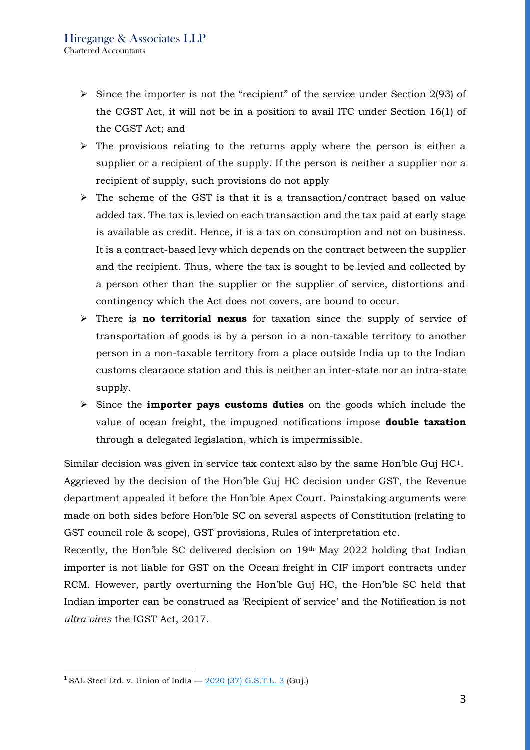- Since the importer is not the "recipient" of the service under Section 2(93) of the CGST Act, it will not be in a position to avail ITC under Section 16(1) of the CGST Act; and
- The provisions relating to the returns apply where the person is either a supplier or a recipient of the supply. If the person is neither a supplier nor a recipient of supply, such provisions do not apply
- The scheme of the GST is that it is a transaction/contract based on value added tax. The tax is levied on each transaction and the tax paid at early stage is available as credit. Hence, it is a tax on consumption and not on business. It is a contract-based levy which depends on the contract between the supplier and the recipient. Thus, where the tax is sought to be levied and collected by a person other than the supplier or the supplier of service, distortions and contingency which the Act does not covers, are bound to occur.
- There is **no territorial nexus** for taxation since the supply of service of transportation of goods is by a person in a non-taxable territory to another person in a non-taxable territory from a place outside India up to the Indian customs clearance station and this is neither an inter-state nor an intra-state supply.
- Since the **importer pays customs duties** on the goods which include the value of ocean freight, the impugned notifications impose **double taxation** through a delegated legislation, which is impermissible.

Similar decision was given in service tax context also by the same Hon'ble Guj HC[1]. Aggrieved by the decision of the Hon'ble Guj HC decision under GST, the Revenue department appealed it before the Hon'ble Apex Court. Painstaking arguments were made on both sides before Hon'ble SC on several aspects of Constitution (relating to GST council role & scope), GST provisions, Rules of interpretation etc.

Recently, the Hon'ble SC delivered decision on 19th May 2022 holding that Indian importer is not liable for GST on the Ocean freight in CIF import contracts under RCM. However, partly overturning the Hon'ble Guj HC, the Hon'ble SC held that Indian importer can be construed as 'Recipient of service' and the Notification is not *ultra vires* the IGST Act, 2017.

---

[1] SAL Steel Ltd. v. Union of India — 2020 (37) G.S.T.L. 3 (Guj.)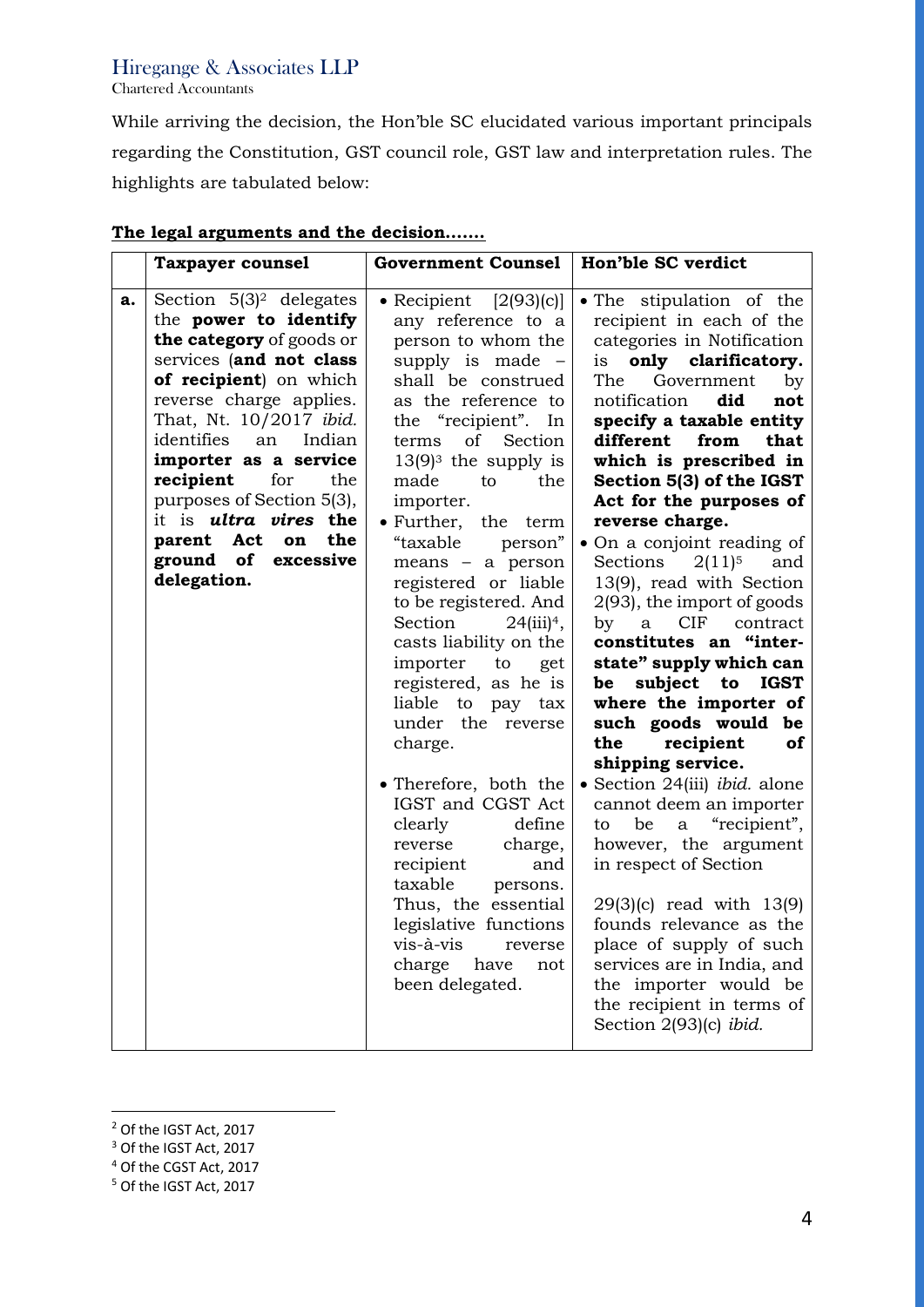While arriving the decision, the Hon'ble SC elucidated various important principals regarding the Constitution, GST council role, GST law and interpretation rules. The highlights are tabulated below:

**The legal arguments and the decision…….**

| | **Taxpayer counsel** | **Government Counsel** | **Hon'ble SC verdict** |
|---|---|---|---|
| **a.** | Section 5(3)[2] delegates the **power to identify the category** of goods or services (**and not class of recipient**) on which reverse charge applies. That, Nt. 10/2017 *ibid.* identifies an Indian **importer as a service recipient** for the purposes of Section 5(3), it is ***ultra vires*** **the parent Act on the ground of excessive delegation.** | • Recipient [2(93)(c)] any reference to a person to whom the supply is made – shall be construed as the reference to the "recipient". In terms of Section 13(9)[3] the supply is made to the importer.<br>• Further, the term "taxable person" means – a person registered or liable to be registered. And Section 24(iii)[4], casts liability on the importer to get registered, as he is liable to pay tax under the reverse charge.<br>• Therefore, both the IGST and CGST Act clearly define reverse charge, recipient and taxable persons. Thus, the essential legislative functions vis-à-vis reverse charge have not been delegated. | • The stipulation of the recipient in each of the categories in Notification is **only clarificatory.** The Government by notification **did not specify a taxable entity different from that which is prescribed in Section 5(3) of the IGST Act for the purposes of reverse charge.**<br>• On a conjoint reading of Sections 2(11)[5] and 13(9), read with Section 2(93), the import of goods by a CIF contract **constitutes an "inter-state" supply which can be subject to IGST where the importer of such goods would be the recipient of shipping service.**<br>• Section 24(iii) *ibid.* alone cannot deem an importer to be a "recipient", however, the argument in respect of Section 29(3)(c) read with 13(9) founds relevance as the place of supply of such services are in India, and the importer would be the recipient in terms of Section 2(93)(c) *ibid.* |

[2] Of the IGST Act, 2017
[3] Of the IGST Act, 2017
[4] Of the CGST Act, 2017
[5] Of the IGST Act, 2017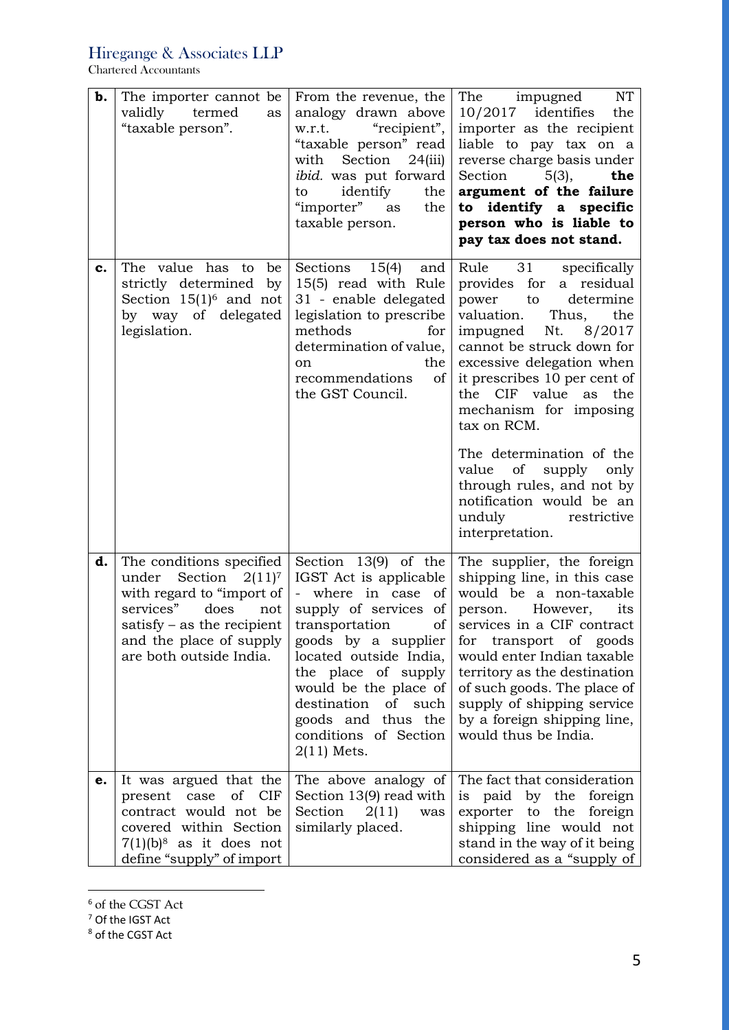| | | | |
|---|---|---|---|
| **b.** | The importer cannot be validly termed as "taxable person". | From the revenue, the analogy drawn above w.r.t. "recipient", "taxable person" read with Section 24(iii) *ibid.* was put forward to identify the "importer" as the taxable person. | The impugned NT 10/2017 identifies the importer as the recipient liable to pay tax on a reverse charge basis under Section 5(3), **the argument of the failure to identify a specific person who is liable to pay tax does not stand.** |
| **c.** | The value has to be strictly determined by Section 15(1)[6] and not by way of delegated legislation. | Sections 15(4) and 15(5) read with Rule 31 - enable delegated legislation to prescribe methods for determination of value, on the recommendations of the GST Council. | Rule 31 specifically provides for a residual power to determine valuation. Thus, the impugned Nt. 8/2017 cannot be struck down for excessive delegation when it prescribes 10 per cent of the CIF value as the mechanism for imposing tax on RCM.<br><br>The determination of the value of supply only through rules, and not by notification would be an unduly restrictive interpretation. |
| **d.** | The conditions specified under Section 2(11)[7] with regard to "import of services" does not satisfy – as the recipient and the place of supply are both outside India. | Section 13(9) of the IGST Act is applicable - where in case of supply of services of transportation of goods by a supplier located outside India, the place of supply would be the place of destination of such goods and thus the conditions of Section 2(11) Mets. | The supplier, the foreign shipping line, in this case would be a non-taxable person. However, its services in a CIF contract for transport of goods would enter Indian taxable territory as the destination of such goods. The place of supply of shipping service by a foreign shipping line, would thus be India. |
| **e.** | It was argued that the present case of CIF contract would not be covered within Section 7(1)(b)[8] as it does not define "supply" of import | The above analogy of Section 13(9) read with Section 2(11) was similarly placed. | The fact that consideration is paid by the foreign exporter to the foreign shipping line would not stand in the way of it being considered as a "supply of |

[6] of the CGST Act

[7] Of the IGST Act

[8] of the CGST Act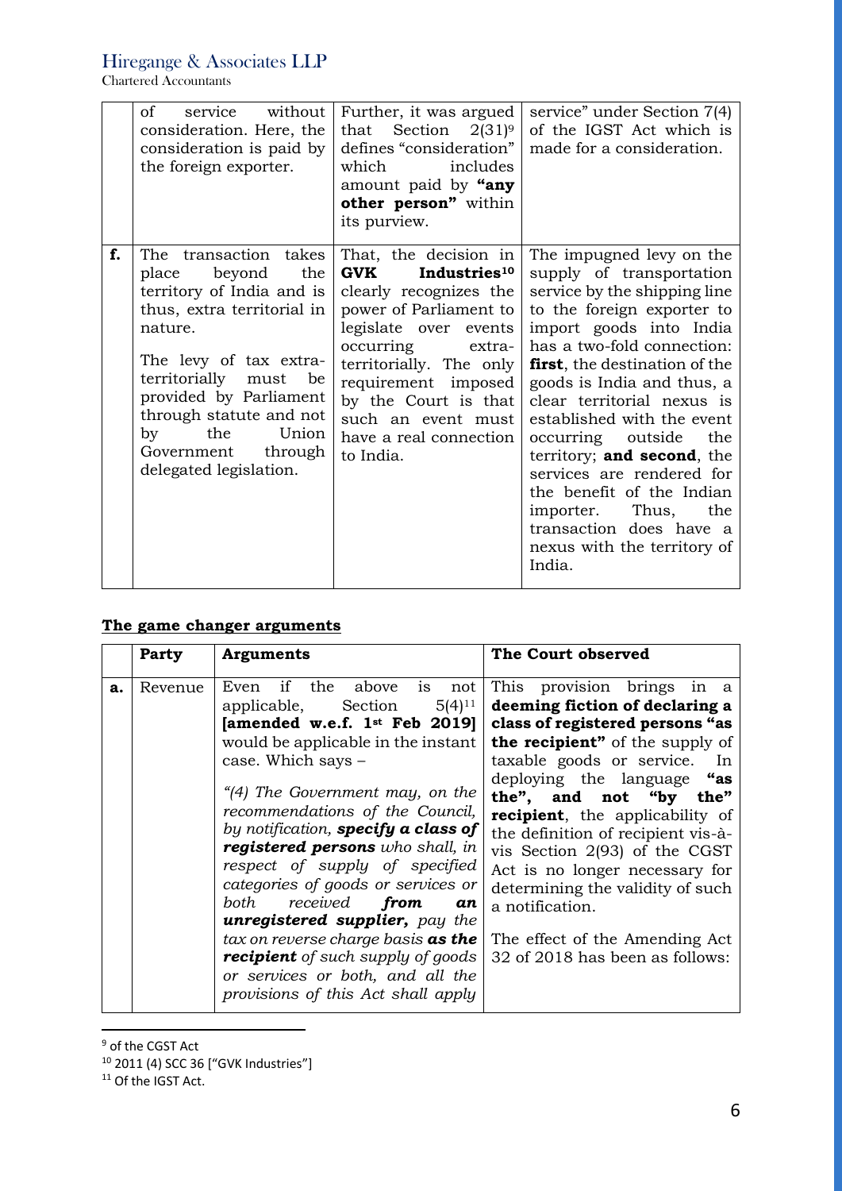| | | | |
|---|---|---|---|
| | of service without consideration. Here, the consideration is paid by the foreign exporter. | Further, it was argued that Section 2(31)[9] defines "consideration" which includes amount paid by **"any other person"** within its purview. | service" under Section 7(4) of the IGST Act which is made for a consideration. |
| **f.** | The transaction takes place beyond the territory of India and is thus, extra territorial in nature.<br><br>The levy of tax extra-territorially must be provided by Parliament through statute and not by the Union Government through delegated legislation. | That, the decision in **GVK Industries**[10] clearly recognizes the power of Parliament to legislate over events occurring extra-territorially. The only requirement imposed by the Court is that such an event must have a real connection to India. | The impugned levy on the supply of transportation service by the shipping line to the foreign exporter to import goods into India has a two-fold connection: **first**, the destination of the goods is India and thus, a clear territorial nexus is established with the event occurring outside the territory; **and second**, the services are rendered for the benefit of the Indian importer. Thus, the transaction does have a nexus with the territory of India. |

**The game changer arguments**

| | Party | Arguments | The Court observed |
|---|---|---|---|
| **a.** | Revenue | Even if the above is not applicable, Section 5(4)[11] **[amended w.e.f. 1st Feb 2019]** would be applicable in the instant case. Which says –<br><br>*"(4) The Government may, on the recommendations of the Council, by notification, **specify a class of registered persons** who shall, in respect of supply of specified categories of goods or services or both received **from an unregistered supplier,** pay the tax on reverse charge basis **as the recipient** of such supply of goods or services or both, and all the provisions of this Act shall apply* | This provision brings in a **deeming fiction of declaring a class of registered persons "as the recipient"** of the supply of taxable goods or service. In deploying the language **"as the", and not "by the" recipient**, the applicability of the definition of recipient vis-à-vis Section 2(93) of the CGST Act is no longer necessary for determining the validity of such a notification.<br><br>The effect of the Amending Act 32 of 2018 has been as follows: |

[9] of the CGST Act

[10] 2011 (4) SCC 36 ["GVK Industries"]

[11] Of the IGST Act.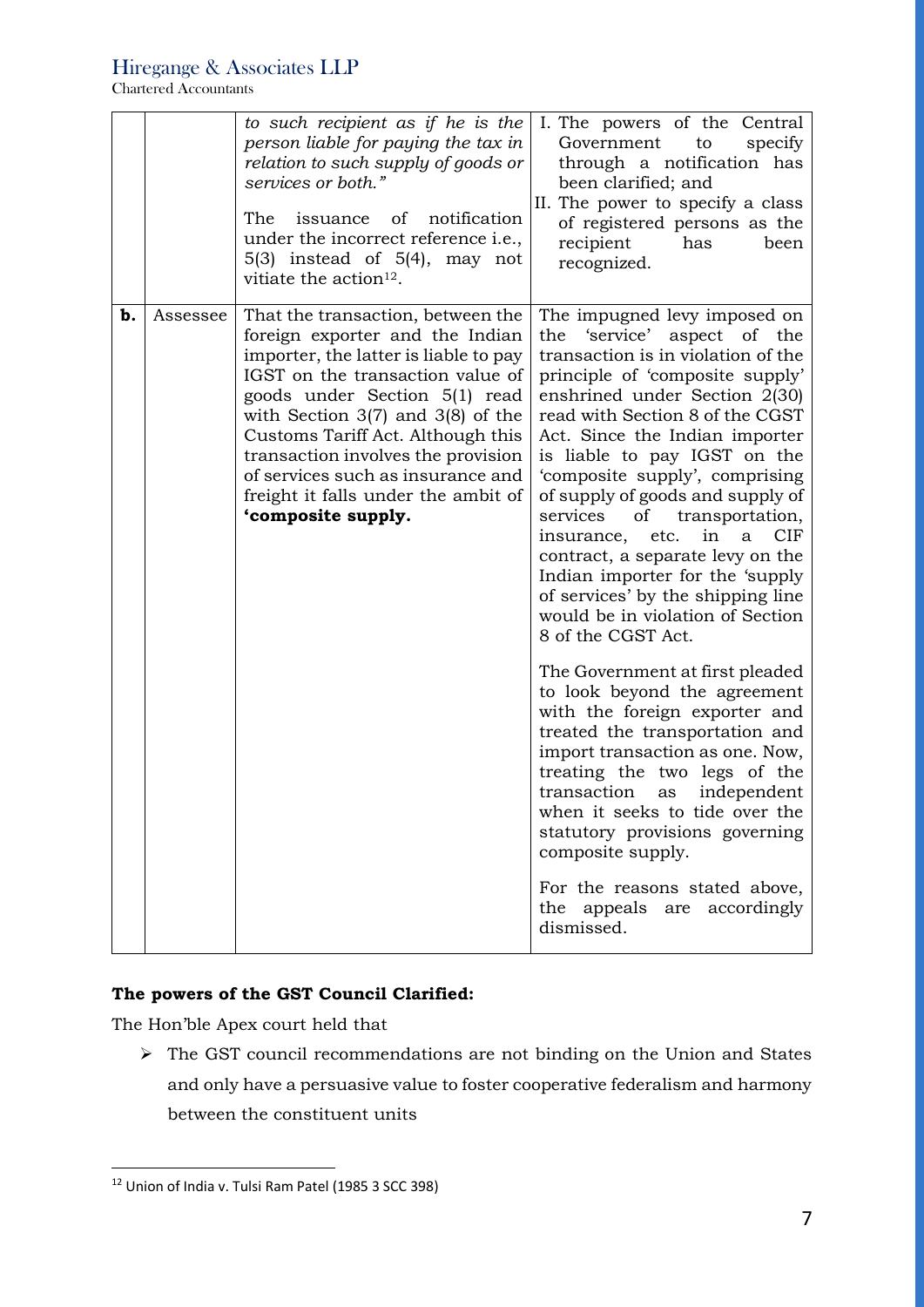| | | | |
|---|---|---|---|
| | | *to such recipient as if he is the person liable for paying the tax in relation to such supply of goods or services or both."* The issuance of notification under the incorrect reference i.e., 5(3) instead of 5(4), may not vitiate the action[12]. | I. The powers of the Central Government to specify through a notification has been clarified; and II. The power to specify a class of registered persons as the recipient has been recognized. |
| **b.** | Assessee | That the transaction, between the foreign exporter and the Indian importer, the latter is liable to pay IGST on the transaction value of goods under Section 5(1) read with Section 3(7) and 3(8) of the Customs Tariff Act. Although this transaction involves the provision of services such as insurance and freight it falls under the ambit of **'composite supply.** | The impugned levy imposed on the 'service' aspect of the transaction is in violation of the principle of 'composite supply' enshrined under Section 2(30) read with Section 8 of the CGST Act. Since the Indian importer is liable to pay IGST on the 'composite supply', comprising of supply of goods and supply of services of transportation, insurance, etc. in a CIF contract, a separate levy on the Indian importer for the 'supply of services' by the shipping line would be in violation of Section 8 of the CGST Act. The Government at first pleaded to look beyond the agreement with the foreign exporter and treated the transportation and import transaction as one. Now, treating the two legs of the transaction as independent when it seeks to tide over the statutory provisions governing composite supply. For the reasons stated above, the appeals are accordingly dismissed. |

**The powers of the GST Council Clarified:**

The Hon'ble Apex court held that

- The GST council recommendations are not binding on the Union and States and only have a persuasive value to foster cooperative federalism and harmony between the constituent units

[12] Union of India v. Tulsi Ram Patel (1985 3 SCC 398)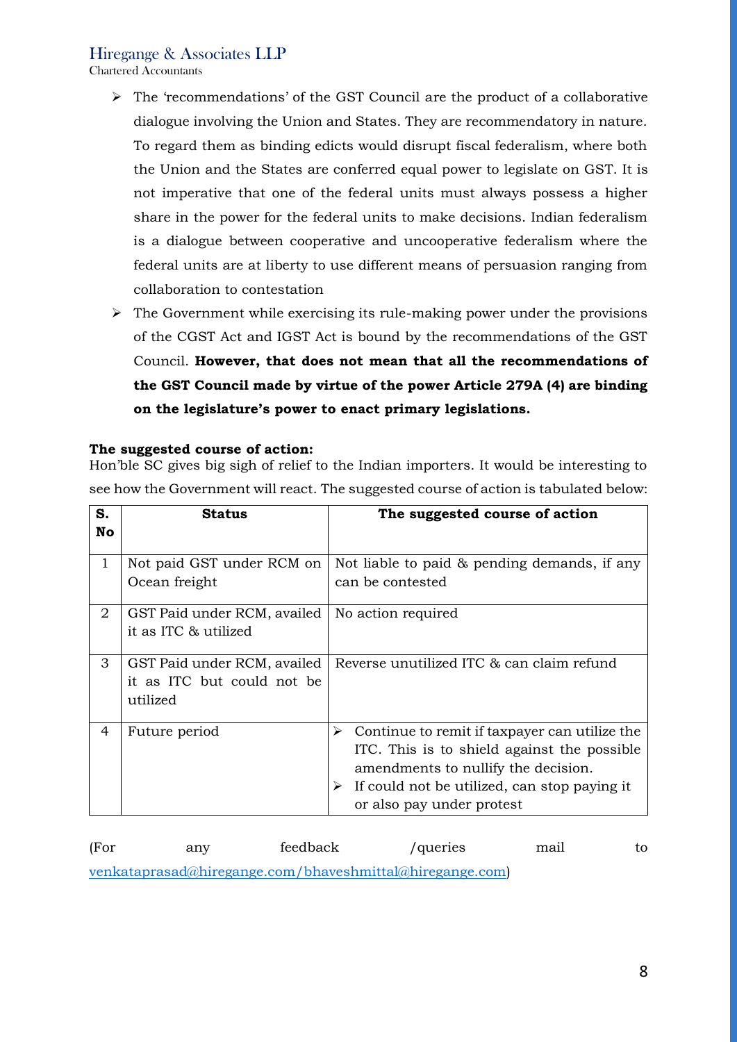- The 'recommendations' of the GST Council are the product of a collaborative dialogue involving the Union and States. They are recommendatory in nature. To regard them as binding edicts would disrupt fiscal federalism, where both the Union and the States are conferred equal power to legislate on GST. It is not imperative that one of the federal units must always possess a higher share in the power for the federal units to make decisions. Indian federalism is a dialogue between cooperative and uncooperative federalism where the federal units are at liberty to use different means of persuasion ranging from collaboration to contestation
- The Government while exercising its rule-making power under the provisions of the CGST Act and IGST Act is bound by the recommendations of the GST Council. **However, that does not mean that all the recommendations of the GST Council made by virtue of the power Article 279A (4) are binding on the legislature's power to enact primary legislations.**

**The suggested course of action:**

Hon'ble SC gives big sigh of relief to the Indian importers. It would be interesting to see how the Government will react. The suggested course of action is tabulated below:

| S. No | Status | The suggested course of action |
|---|---|---|
| 1 | Not paid GST under RCM on Ocean freight | Not liable to paid & pending demands, if any can be contested |
| 2 | GST Paid under RCM, availed it as ITC & utilized | No action required |
| 3 | GST Paid under RCM, availed it as ITC but could not be utilized | Reverse unutilized ITC & can claim refund |
| 4 | Future period | ➢ Continue to remit if taxpayer can utilize the ITC. This is to shield against the possible amendments to nullify the decision. ➢ If could not be utilized, can stop paying it or also pay under protest |

(For any feedback /queries mail to venkataprasad@hiregange.com/bhaveshmittal@hiregange.com)